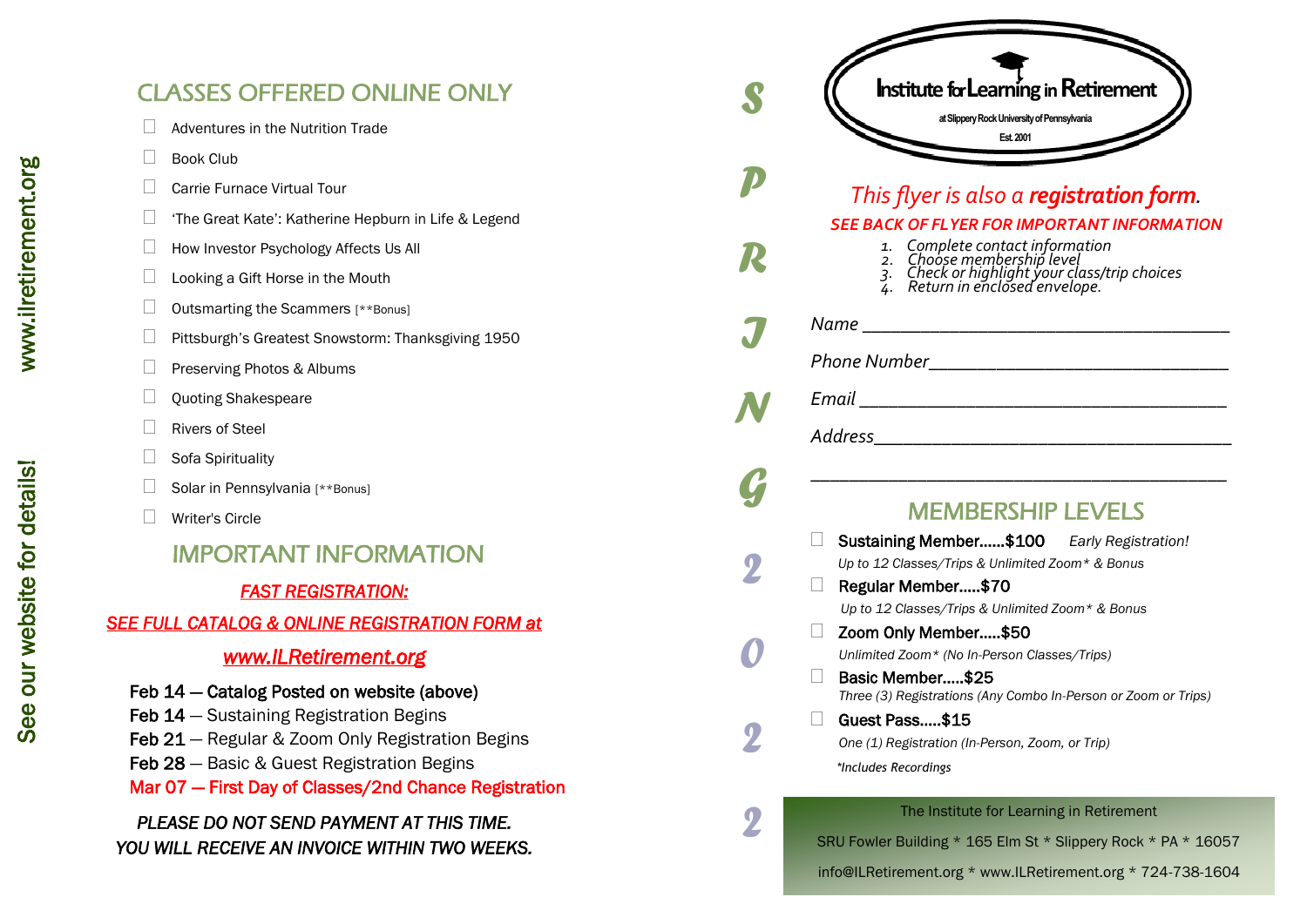See our website for details! www.ilretirement.org

## CLASSES OFFERED ONLINE ONLY

- ☐ Adventures in the Nutrition Trade
- ☐ Book Club
- ☐ Carrie Furnace Virtual Tour
- ☐ 'The Great Kate': Katherine Hepburn in Life & Legend
- ☐ How Investor Psychology Affects Us All
- ☐ Looking a Gift Horse in the Mouth
- ☐ Outsmarting the Scammers [**Bonus]
- ☐ Pittsburgh's Greatest Snowstorm: Thanksgiving 1950
- ☐ Preserving Photos & Albums
- ☐ Quoting Shakespeare
- ☐ Rivers of Steel
- ☐ Sofa Spirituality
- ☐ Solar in Pennsylvania [**Bonus]
- ☐ Writer's Circle

## IMPORTANT INFORMATION

***FAST REGISTRATION:***

***SEE FULL CATALOG & ONLINE REGISTRATION FORM at***

***www.ILRetirement.org***

**Feb 14 — Catalog Posted on website (above)**
Feb 14 — Sustaining Registration Begins
Feb 21 — Regular & Zoom Only Registration Begins
Feb 28 — Basic & Guest Registration Begins
**Mar 07 — First Day of Classes/2nd Chance Registration**

*PLEASE DO NOT SEND PAYMENT AT THIS TIME.*
*YOU WILL RECEIVE AN INVOICE WITHIN TWO WEEKS.*

SPRING 2022

# Institute for Learning in Retirement

at Slippery Rock University of Pennsylvania
Est. 2001

*This flyer is also a **registration form**.*

***SEE BACK OF FLYER FOR IMPORTANT INFORMATION***

1. *Complete contact information*
2. *Choose membership level*
3. *Check or highlight your class/trip choices*
4. *Return in enclosed envelope.*

*Name* ________________________________________

*Phone Number*________________________________

*Email* ________________________________________

*Address*_______________________________________

_______________________________________________

## MEMBERSHIP LEVELS

- ☐ **Sustaining Member……$100** *Early Registration!*
  *Up to 12 Classes/Trips & Unlimited Zoom* & Bonus*
- ☐ **Regular Member…..$70**
  *Up to 12 Classes/Trips & Unlimited Zoom* & Bonus*
- ☐ **Zoom Only Member…..$50**
  *Unlimited Zoom* (No In-Person Classes/Trips)*
- ☐ **Basic Member…..$25**
  *Three (3) Registrations (Any Combo In-Person or Zoom or Trips)*
- ☐ **Guest Pass…..$15**
  *One (1) Registration (In-Person, Zoom, or Trip)*

*\*Includes Recordings*

The Institute for Learning in Retirement
SRU Fowler Building * 165 Elm St * Slippery Rock * PA * 16057
info@ILRetirement.org * www.ILRetirement.org * 724-738-1604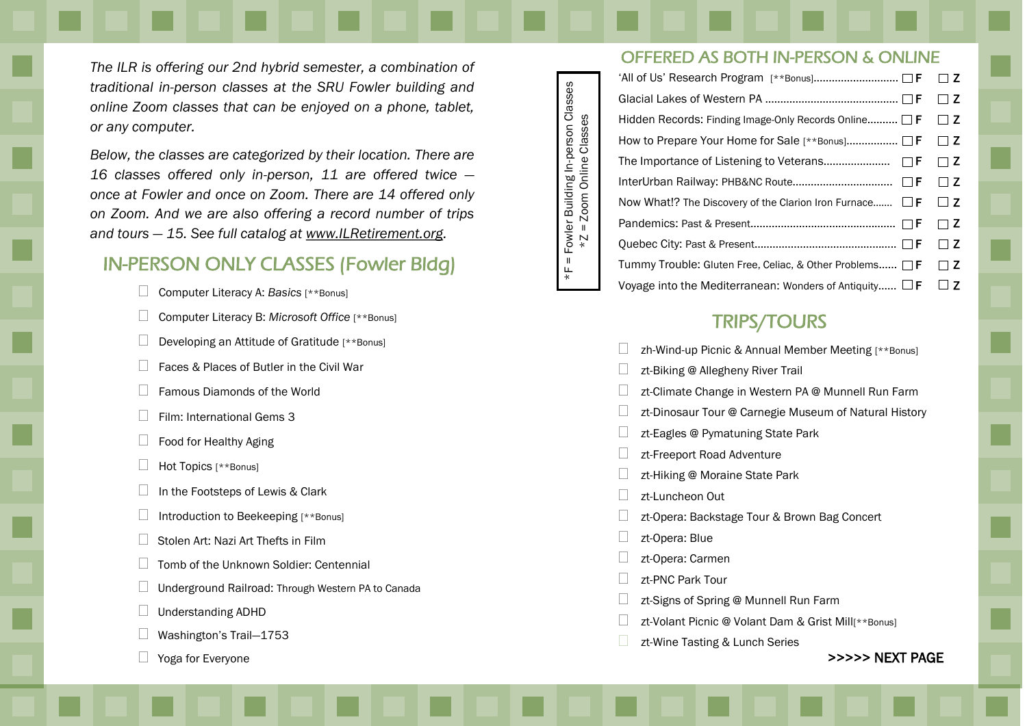*The ILR is offering our 2nd hybrid semester, a combination of traditional in-person classes at the SRU Fowler building and online Zoom classes that can be enjoyed on a phone, tablet, or any computer.*

*Below, the classes are categorized by their location. There are 16 classes offered only in-person, 11 are offered twice — once at Fowler and once on Zoom. There are 14 offered only on Zoom. And we are also offering a record number of trips and tours — 15. See full catalog at www.ILRetirement.org.*

## IN-PERSON ONLY CLASSES (Fowler Bldg)

- ☐ Computer Literacy A: *Basics* [**Bonus]
- ☐ Computer Literacy B: *Microsoft Office* [**Bonus]
- ☐ Developing an Attitude of Gratitude [**Bonus]
- ☐ Faces & Places of Butler in the Civil War
- ☐ Famous Diamonds of the World
- ☐ Film: International Gems 3
- ☐ Food for Healthy Aging
- ☐ Hot Topics [**Bonus]
- ☐ In the Footsteps of Lewis & Clark
- ☐ Introduction to Beekeeping [**Bonus]
- ☐ Stolen Art: Nazi Art Thefts in Film
- ☐ Tomb of the Unknown Soldier: Centennial
- ☐ Underground Railroad: Through Western PA to Canada
- ☐ Understanding ADHD
- ☐ Washington's Trail—1753
- ☐ Yoga for Everyone

*F = Fowler Building In-person Classes
*Z = Zoom Online Classes

## OFFERED AS BOTH IN-PERSON & ONLINE

| | | |
|---|---|---|
| 'All of Us' Research Program [**Bonus] | ☐ F | ☐ Z |
| Glacial Lakes of Western PA | ☐ F | ☐ Z |
| Hidden Records: Finding Image-Only Records Online | ☐ F | ☐ Z |
| How to Prepare Your Home for Sale [**Bonus] | ☐ F | ☐ Z |
| The Importance of Listening to Veterans | ☐ F | ☐ Z |
| InterUrban Railway: PHB&NC Route | ☐ F | ☐ Z |
| Now What!? The Discovery of the Clarion Iron Furnace | ☐ F | ☐ Z |
| Pandemics: Past & Present | ☐ F | ☐ Z |
| Quebec City: Past & Present | ☐ F | ☐ Z |
| Tummy Trouble: Gluten Free, Celiac, & Other Problems | ☐ F | ☐ Z |
| Voyage into the Mediterranean: Wonders of Antiquity | ☐ F | ☐ Z |

## TRIPS/TOURS

- ☐ zh-Wind-up Picnic & Annual Member Meeting [**Bonus]
- ☐ zt-Biking @ Allegheny River Trail
- ☐ zt-Climate Change in Western PA @ Munnell Run Farm
- ☐ zt-Dinosaur Tour @ Carnegie Museum of Natural History
- ☐ zt-Eagles @ Pymatuning State Park
- ☐ zt-Freeport Road Adventure
- ☐ zt-Hiking @ Moraine State Park
- ☐ zt-Luncheon Out
- ☐ zt-Opera: Backstage Tour & Brown Bag Concert
- ☐ zt-Opera: Blue
- ☐ zt-Opera: Carmen
- ☐ zt-PNC Park Tour
- ☐ zt-Signs of Spring @ Munnell Run Farm
- ☐ zt-Volant Picnic @ Volant Dam & Grist Mill[**Bonus]
- ☐ zt-Wine Tasting & Lunch Series

>>>>> NEXT PAGE